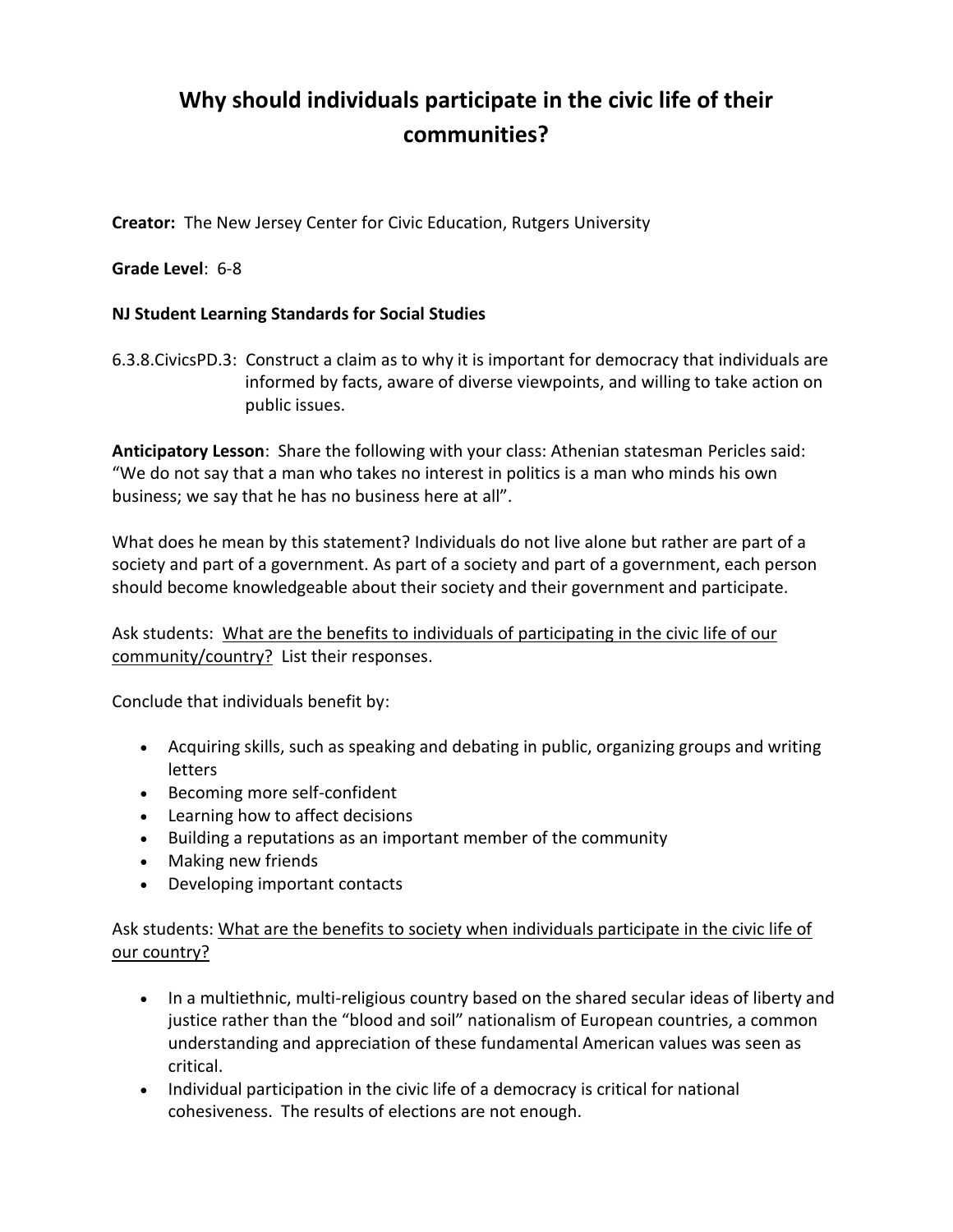# Why should individuals participate in the civic life of their communities?

**Creator:** The New Jersey Center for Civic Education, Rutgers University

**Grade Level**: 6-8

**NJ Student Learning Standards for Social Studies**

6.3.8.CivicsPD.3: Construct a claim as to why it is important for democracy that individuals are informed by facts, aware of diverse viewpoints, and willing to take action on public issues.

**Anticipatory Lesson**: Share the following with your class: Athenian statesman Pericles said: "We do not say that a man who takes no interest in politics is a man who minds his own business; we say that he has no business here at all".

What does he mean by this statement? Individuals do not live alone but rather are part of a society and part of a government. As part of a society and part of a government, each person should become knowledgeable about their society and their government and participate.

Ask students: <u>What are the benefits to individuals of participating in the civic life of our community/country?</u> List their responses.

Conclude that individuals benefit by:

- Acquiring skills, such as speaking and debating in public, organizing groups and writing letters
- Becoming more self-confident
- Learning how to affect decisions
- Building a reputations as an important member of the community
- Making new friends
- Developing important contacts

Ask students: <u>What are the benefits to society when individuals participate in the civic life of our country?</u>

- In a multiethnic, multi-religious country based on the shared secular ideas of liberty and justice rather than the "blood and soil" nationalism of European countries, a common understanding and appreciation of these fundamental American values was seen as critical.
- Individual participation in the civic life of a democracy is critical for national cohesiveness. The results of elections are not enough.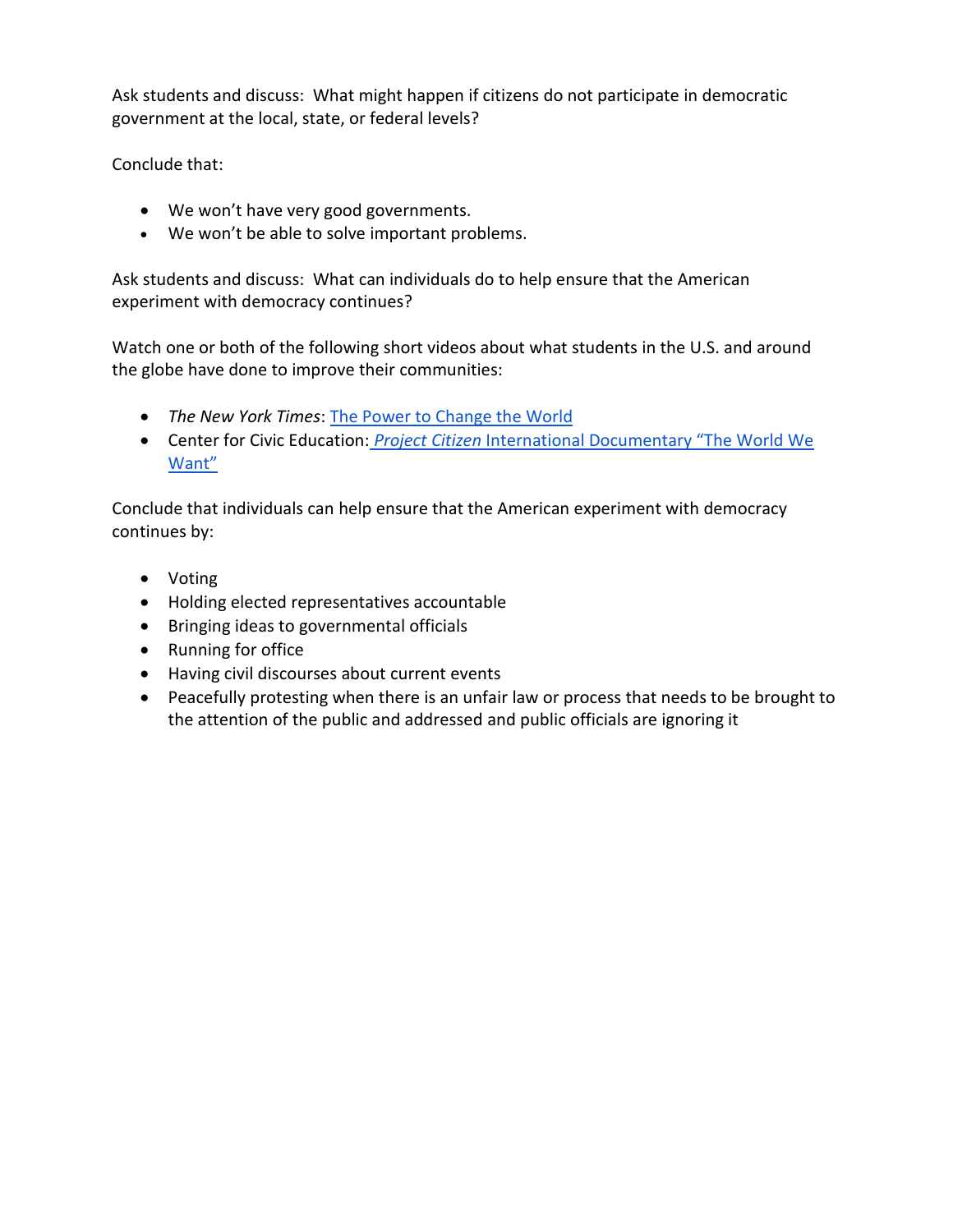Ask students and discuss: What might happen if citizens do not participate in democratic government at the local, state, or federal levels?

Conclude that:

- We won't have very good governments.
- We won't be able to solve important problems.

Ask students and discuss: What can individuals do to help ensure that the American experiment with democracy continues?

Watch one or both of the following short videos about what students in the U.S. and around the globe have done to improve their communities:

- *The New York Times*: The Power to Change the World
- Center for Civic Education: *Project Citizen* International Documentary "The World We Want"

Conclude that individuals can help ensure that the American experiment with democracy continues by:

- Voting
- Holding elected representatives accountable
- Bringing ideas to governmental officials
- Running for office
- Having civil discourses about current events
- Peacefully protesting when there is an unfair law or process that needs to be brought to the attention of the public and addressed and public officials are ignoring it